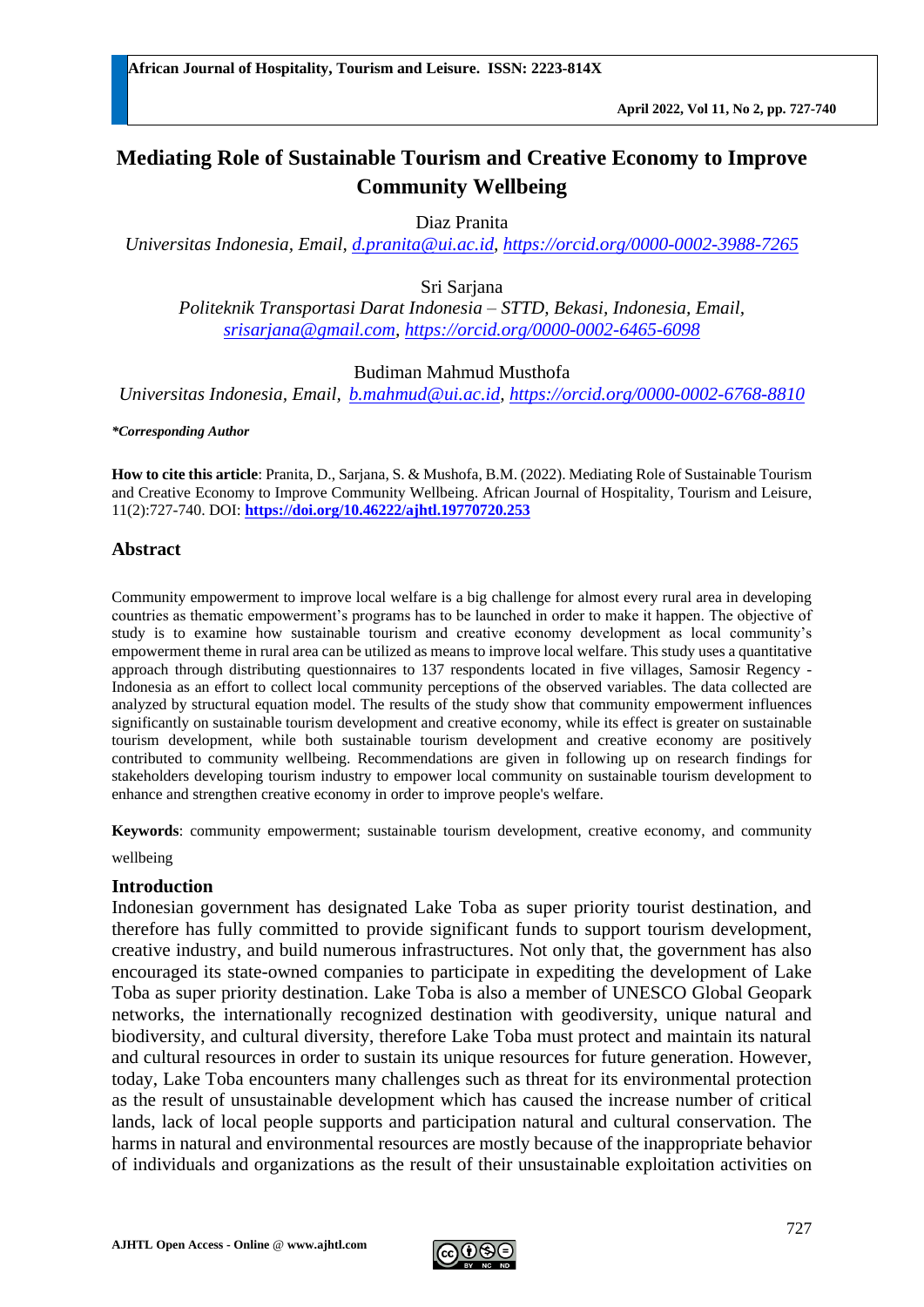# Mediating Role of Sustainable Tourism and Creative Economy to Improve Community Wellbeing

Diaz Pranita
*Universitas Indonesia, Email, d.pranita@ui.ac.id, https://orcid.org/0000-0002-3988-7265*

Sri Sarjana
*Politeknik Transportasi Darat Indonesia – STTD, Bekasi, Indonesia, Email, srisarjana@gmail.com, https://orcid.org/0000-0002-6465-6098*

Budiman Mahmud Musthofa
*Universitas Indonesia, Email, b.mahmud@ui.ac.id, https://orcid.org/0000-0002-6768-8810*

***Corresponding Author***

**How to cite this article**: Pranita, D., Sarjana, S. & Mushofa, B.M. (2022). Mediating Role of Sustainable Tourism and Creative Economy to Improve Community Wellbeing. African Journal of Hospitality, Tourism and Leisure, 11(2):727-740. DOI: **https://doi.org/10.46222/ajhtl.19770720.253**

## Abstract

Community empowerment to improve local welfare is a big challenge for almost every rural area in developing countries as thematic empowerment's programs has to be launched in order to make it happen. The objective of study is to examine how sustainable tourism and creative economy development as local community's empowerment theme in rural area can be utilized as means to improve local welfare. This study uses a quantitative approach through distributing questionnaires to 137 respondents located in five villages, Samosir Regency - Indonesia as an effort to collect local community perceptions of the observed variables. The data collected are analyzed by structural equation model. The results of the study show that community empowerment influences significantly on sustainable tourism development and creative economy, while its effect is greater on sustainable tourism development, while both sustainable tourism development and creative economy are positively contributed to community wellbeing. Recommendations are given in following up on research findings for stakeholders developing tourism industry to empower local community on sustainable tourism development to enhance and strengthen creative economy in order to improve people's welfare.

**Keywords**: community empowerment; sustainable tourism development, creative economy, and community wellbeing

## Introduction

Indonesian government has designated Lake Toba as super priority tourist destination, and therefore has fully committed to provide significant funds to support tourism development, creative industry, and build numerous infrastructures. Not only that, the government has also encouraged its state-owned companies to participate in expediting the development of Lake Toba as super priority destination. Lake Toba is also a member of UNESCO Global Geopark networks, the internationally recognized destination with geodiversity, unique natural and biodiversity, and cultural diversity, therefore Lake Toba must protect and maintain its natural and cultural resources in order to sustain its unique resources for future generation. However, today, Lake Toba encounters many challenges such as threat for its environmental protection as the result of unsustainable development which has caused the increase number of critical lands, lack of local people supports and participation natural and cultural conservation. The harms in natural and environmental resources are mostly because of the inappropriate behavior of individuals and organizations as the result of their unsustainable exploitation activities on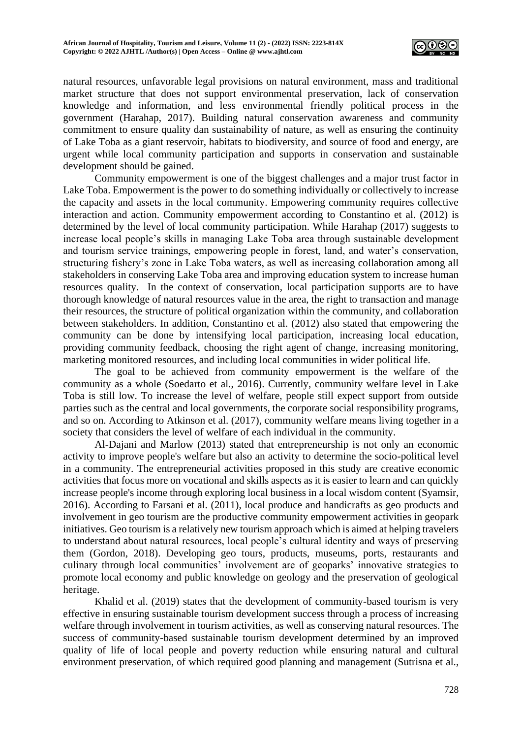natural resources, unfavorable legal provisions on natural environment, mass and traditional market structure that does not support environmental preservation, lack of conservation knowledge and information, and less environmental friendly political process in the government (Harahap, 2017). Building natural conservation awareness and community commitment to ensure quality dan sustainability of nature, as well as ensuring the continuity of Lake Toba as a giant reservoir, habitats to biodiversity, and source of food and energy, are urgent while local community participation and supports in conservation and sustainable development should be gained.

Community empowerment is one of the biggest challenges and a major trust factor in Lake Toba. Empowerment is the power to do something individually or collectively to increase the capacity and assets in the local community. Empowering community requires collective interaction and action. Community empowerment according to Constantino et al. (2012) is determined by the level of local community participation. While Harahap (2017) suggests to increase local people's skills in managing Lake Toba area through sustainable development and tourism service trainings, empowering people in forest, land, and water's conservation, structuring fishery's zone in Lake Toba waters, as well as increasing collaboration among all stakeholders in conserving Lake Toba area and improving education system to increase human resources quality. In the context of conservation, local participation supports are to have thorough knowledge of natural resources value in the area, the right to transaction and manage their resources, the structure of political organization within the community, and collaboration between stakeholders. In addition, Constantino et al. (2012) also stated that empowering the community can be done by intensifying local participation, increasing local education, providing community feedback, choosing the right agent of change, increasing monitoring, marketing monitored resources, and including local communities in wider political life.

The goal to be achieved from community empowerment is the welfare of the community as a whole (Soedarto et al., 2016). Currently, community welfare level in Lake Toba is still low. To increase the level of welfare, people still expect support from outside parties such as the central and local governments, the corporate social responsibility programs, and so on. According to Atkinson et al. (2017), community welfare means living together in a society that considers the level of welfare of each individual in the community.

Al-Dajani and Marlow (2013) stated that entrepreneurship is not only an economic activity to improve people's welfare but also an activity to determine the socio-political level in a community. The entrepreneurial activities proposed in this study are creative economic activities that focus more on vocational and skills aspects as it is easier to learn and can quickly increase people's income through exploring local business in a local wisdom content (Syamsir, 2016). According to Farsani et al. (2011), local produce and handicrafts as geo products and involvement in geo tourism are the productive community empowerment activities in geopark initiatives. Geo tourism is a relatively new tourism approach which is aimed at helping travelers to understand about natural resources, local people's cultural identity and ways of preserving them (Gordon, 2018). Developing geo tours, products, museums, ports, restaurants and culinary through local communities' involvement are of geoparks' innovative strategies to promote local economy and public knowledge on geology and the preservation of geological heritage.

Khalid et al. (2019) states that the development of community-based tourism is very effective in ensuring sustainable tourism development success through a process of increasing welfare through involvement in tourism activities, as well as conserving natural resources. The success of community-based sustainable tourism development determined by an improved quality of life of local people and poverty reduction while ensuring natural and cultural environment preservation, of which required good planning and management (Sutrisna et al.,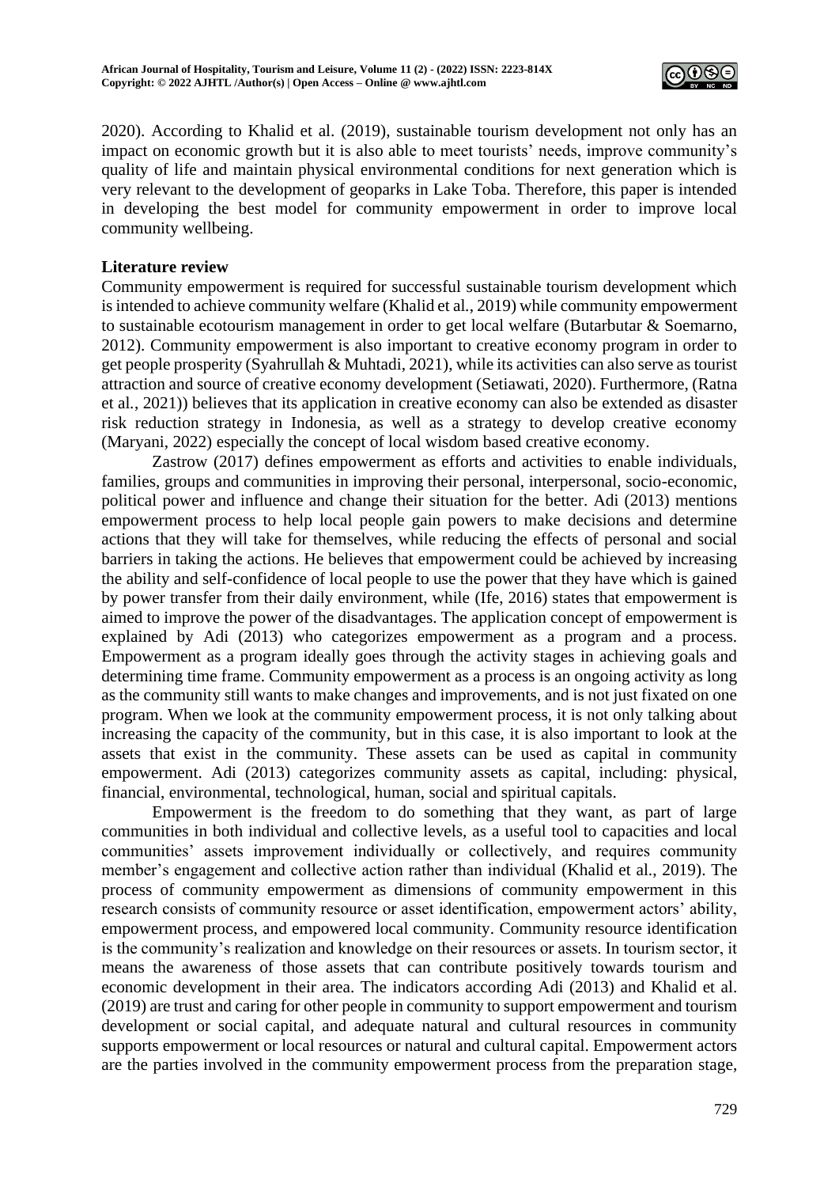2020). According to Khalid et al. (2019), sustainable tourism development not only has an impact on economic growth but it is also able to meet tourists' needs, improve community's quality of life and maintain physical environmental conditions for next generation which is very relevant to the development of geoparks in Lake Toba. Therefore, this paper is intended in developing the best model for community empowerment in order to improve local community wellbeing.

## Literature review

Community empowerment is required for successful sustainable tourism development which is intended to achieve community welfare (Khalid et al., 2019) while community empowerment to sustainable ecotourism management in order to get local welfare (Butarbutar & Soemarno, 2012). Community empowerment is also important to creative economy program in order to get people prosperity (Syahrullah & Muhtadi, 2021), while its activities can also serve as tourist attraction and source of creative economy development (Setiawati, 2020). Furthermore, (Ratna et al., 2021)) believes that its application in creative economy can also be extended as disaster risk reduction strategy in Indonesia, as well as a strategy to develop creative economy (Maryani, 2022) especially the concept of local wisdom based creative economy.

Zastrow (2017) defines empowerment as efforts and activities to enable individuals, families, groups and communities in improving their personal, interpersonal, socio-economic, political power and influence and change their situation for the better. Adi (2013) mentions empowerment process to help local people gain powers to make decisions and determine actions that they will take for themselves, while reducing the effects of personal and social barriers in taking the actions. He believes that empowerment could be achieved by increasing the ability and self-confidence of local people to use the power that they have which is gained by power transfer from their daily environment, while (Ife, 2016) states that empowerment is aimed to improve the power of the disadvantages. The application concept of empowerment is explained by Adi (2013) who categorizes empowerment as a program and a process. Empowerment as a program ideally goes through the activity stages in achieving goals and determining time frame. Community empowerment as a process is an ongoing activity as long as the community still wants to make changes and improvements, and is not just fixated on one program. When we look at the community empowerment process, it is not only talking about increasing the capacity of the community, but in this case, it is also important to look at the assets that exist in the community. These assets can be used as capital in community empowerment. Adi (2013) categorizes community assets as capital, including: physical, financial, environmental, technological, human, social and spiritual capitals.

Empowerment is the freedom to do something that they want, as part of large communities in both individual and collective levels, as a useful tool to capacities and local communities' assets improvement individually or collectively, and requires community member's engagement and collective action rather than individual (Khalid et al., 2019). The process of community empowerment as dimensions of community empowerment in this research consists of community resource or asset identification, empowerment actors' ability, empowerment process, and empowered local community. Community resource identification is the community's realization and knowledge on their resources or assets. In tourism sector, it means the awareness of those assets that can contribute positively towards tourism and economic development in their area. The indicators according Adi (2013) and Khalid et al. (2019) are trust and caring for other people in community to support empowerment and tourism development or social capital, and adequate natural and cultural resources in community supports empowerment or local resources or natural and cultural capital. Empowerment actors are the parties involved in the community empowerment process from the preparation stage,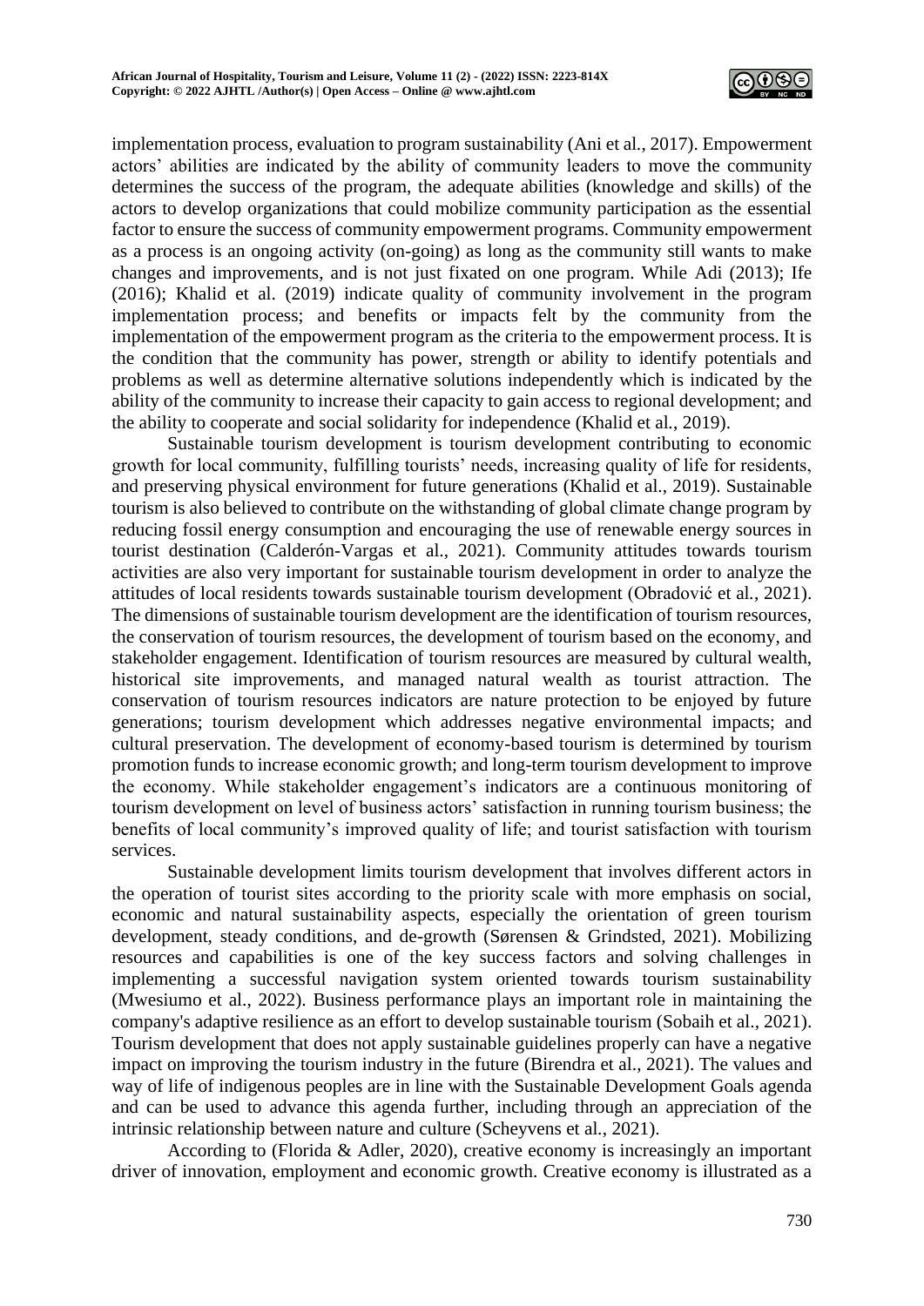implementation process, evaluation to program sustainability (Ani et al., 2017). Empowerment actors' abilities are indicated by the ability of community leaders to move the community determines the success of the program, the adequate abilities (knowledge and skills) of the actors to develop organizations that could mobilize community participation as the essential factor to ensure the success of community empowerment programs. Community empowerment as a process is an ongoing activity (on-going) as long as the community still wants to make changes and improvements, and is not just fixated on one program. While Adi (2013); Ife (2016); Khalid et al. (2019) indicate quality of community involvement in the program implementation process; and benefits or impacts felt by the community from the implementation of the empowerment program as the criteria to the empowerment process. It is the condition that the community has power, strength or ability to identify potentials and problems as well as determine alternative solutions independently which is indicated by the ability of the community to increase their capacity to gain access to regional development; and the ability to cooperate and social solidarity for independence (Khalid et al., 2019).

Sustainable tourism development is tourism development contributing to economic growth for local community, fulfilling tourists' needs, increasing quality of life for residents, and preserving physical environment for future generations (Khalid et al., 2019). Sustainable tourism is also believed to contribute on the withstanding of global climate change program by reducing fossil energy consumption and encouraging the use of renewable energy sources in tourist destination (Calderón-Vargas et al., 2021). Community attitudes towards tourism activities are also very important for sustainable tourism development in order to analyze the attitudes of local residents towards sustainable tourism development (Obradović et al., 2021). The dimensions of sustainable tourism development are the identification of tourism resources, the conservation of tourism resources, the development of tourism based on the economy, and stakeholder engagement. Identification of tourism resources are measured by cultural wealth, historical site improvements, and managed natural wealth as tourist attraction. The conservation of tourism resources indicators are nature protection to be enjoyed by future generations; tourism development which addresses negative environmental impacts; and cultural preservation. The development of economy-based tourism is determined by tourism promotion funds to increase economic growth; and long-term tourism development to improve the economy. While stakeholder engagement's indicators are a continuous monitoring of tourism development on level of business actors' satisfaction in running tourism business; the benefits of local community's improved quality of life; and tourist satisfaction with tourism services.

Sustainable development limits tourism development that involves different actors in the operation of tourist sites according to the priority scale with more emphasis on social, economic and natural sustainability aspects, especially the orientation of green tourism development, steady conditions, and de-growth (Sørensen & Grindsted, 2021). Mobilizing resources and capabilities is one of the key success factors and solving challenges in implementing a successful navigation system oriented towards tourism sustainability (Mwesiumo et al., 2022). Business performance plays an important role in maintaining the company's adaptive resilience as an effort to develop sustainable tourism (Sobaih et al., 2021). Tourism development that does not apply sustainable guidelines properly can have a negative impact on improving the tourism industry in the future (Birendra et al., 2021). The values and way of life of indigenous peoples are in line with the Sustainable Development Goals agenda and can be used to advance this agenda further, including through an appreciation of the intrinsic relationship between nature and culture (Scheyvens et al., 2021).

According to (Florida & Adler, 2020), creative economy is increasingly an important driver of innovation, employment and economic growth. Creative economy is illustrated as a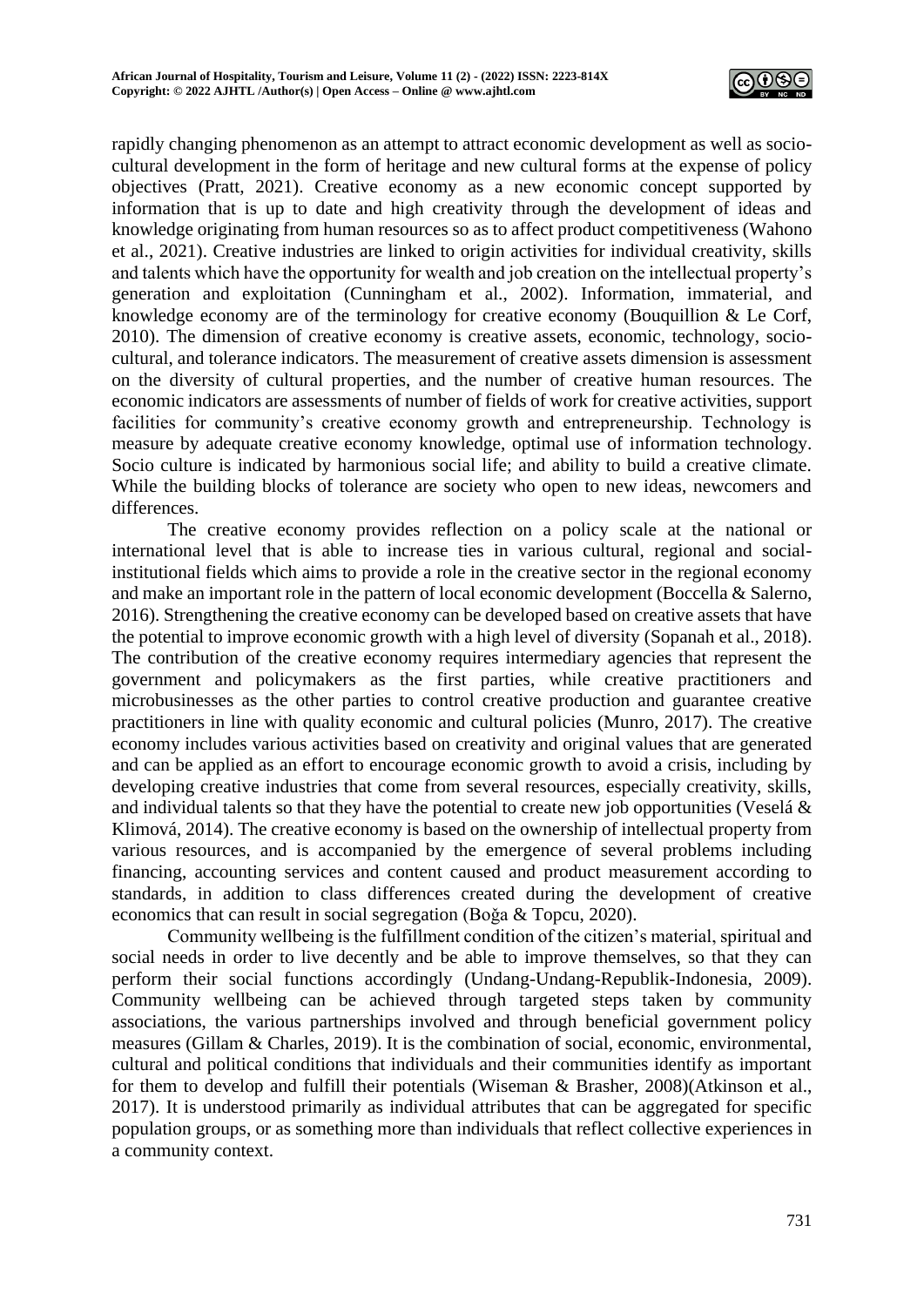rapidly changing phenomenon as an attempt to attract economic development as well as socio-cultural development in the form of heritage and new cultural forms at the expense of policy objectives (Pratt, 2021). Creative economy as a new economic concept supported by information that is up to date and high creativity through the development of ideas and knowledge originating from human resources so as to affect product competitiveness (Wahono et al., 2021). Creative industries are linked to origin activities for individual creativity, skills and talents which have the opportunity for wealth and job creation on the intellectual property's generation and exploitation (Cunningham et al., 2002). Information, immaterial, and knowledge economy are of the terminology for creative economy (Bouquillion & Le Corf, 2010). The dimension of creative economy is creative assets, economic, technology, socio-cultural, and tolerance indicators. The measurement of creative assets dimension is assessment on the diversity of cultural properties, and the number of creative human resources. The economic indicators are assessments of number of fields of work for creative activities, support facilities for community's creative economy growth and entrepreneurship. Technology is measure by adequate creative economy knowledge, optimal use of information technology. Socio culture is indicated by harmonious social life; and ability to build a creative climate. While the building blocks of tolerance are society who open to new ideas, newcomers and differences.

The creative economy provides reflection on a policy scale at the national or international level that is able to increase ties in various cultural, regional and social-institutional fields which aims to provide a role in the creative sector in the regional economy and make an important role in the pattern of local economic development (Boccella & Salerno, 2016). Strengthening the creative economy can be developed based on creative assets that have the potential to improve economic growth with a high level of diversity (Sopanah et al., 2018). The contribution of the creative economy requires intermediary agencies that represent the government and policymakers as the first parties, while creative practitioners and microbusinesses as the other parties to control creative production and guarantee creative practitioners in line with quality economic and cultural policies (Munro, 2017). The creative economy includes various activities based on creativity and original values that are generated and can be applied as an effort to encourage economic growth to avoid a crisis, including by developing creative industries that come from several resources, especially creativity, skills, and individual talents so that they have the potential to create new job opportunities (Veselá & Klimová, 2014). The creative economy is based on the ownership of intellectual property from various resources, and is accompanied by the emergence of several problems including financing, accounting services and content caused and product measurement according to standards, in addition to class differences created during the development of creative economics that can result in social segregation (Boğa & Topcu, 2020).

Community wellbeing is the fulfillment condition of the citizen's material, spiritual and social needs in order to live decently and be able to improve themselves, so that they can perform their social functions accordingly (Undang-Undang-Republik-Indonesia, 2009). Community wellbeing can be achieved through targeted steps taken by community associations, the various partnerships involved and through beneficial government policy measures (Gillam & Charles, 2019). It is the combination of social, economic, environmental, cultural and political conditions that individuals and their communities identify as important for them to develop and fulfill their potentials (Wiseman & Brasher, 2008)(Atkinson et al., 2017). It is understood primarily as individual attributes that can be aggregated for specific population groups, or as something more than individuals that reflect collective experiences in a community context.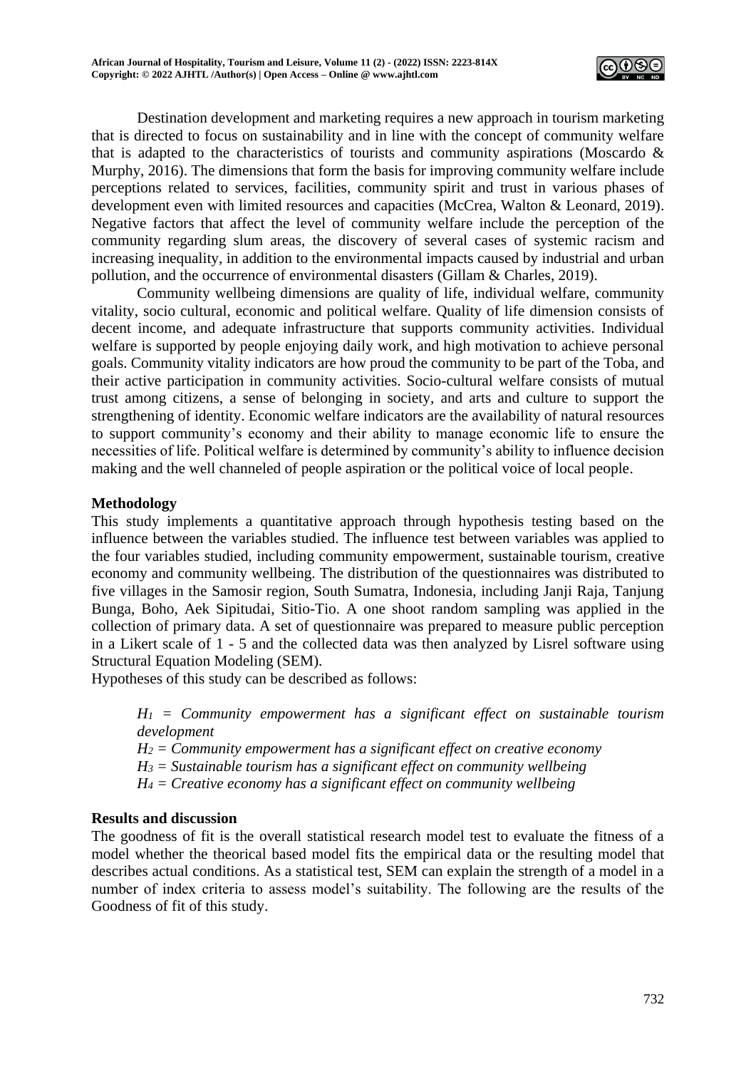Destination development and marketing requires a new approach in tourism marketing that is directed to focus on sustainability and in line with the concept of community welfare that is adapted to the characteristics of tourists and community aspirations (Moscardo & Murphy, 2016). The dimensions that form the basis for improving community welfare include perceptions related to services, facilities, community spirit and trust in various phases of development even with limited resources and capacities (McCrea, Walton & Leonard, 2019). Negative factors that affect the level of community welfare include the perception of the community regarding slum areas, the discovery of several cases of systemic racism and increasing inequality, in addition to the environmental impacts caused by industrial and urban pollution, and the occurrence of environmental disasters (Gillam & Charles, 2019).

Community wellbeing dimensions are quality of life, individual welfare, community vitality, socio cultural, economic and political welfare. Quality of life dimension consists of decent income, and adequate infrastructure that supports community activities. Individual welfare is supported by people enjoying daily work, and high motivation to achieve personal goals. Community vitality indicators are how proud the community to be part of the Toba, and their active participation in community activities. Socio-cultural welfare consists of mutual trust among citizens, a sense of belonging in society, and arts and culture to support the strengthening of identity. Economic welfare indicators are the availability of natural resources to support community's economy and their ability to manage economic life to ensure the necessities of life. Political welfare is determined by community's ability to influence decision making and the well channeled of people aspiration or the political voice of local people.

## Methodology

This study implements a quantitative approach through hypothesis testing based on the influence between the variables studied. The influence test between variables was applied to the four variables studied, including community empowerment, sustainable tourism, creative economy and community wellbeing. The distribution of the questionnaires was distributed to five villages in the Samosir region, South Sumatra, Indonesia, including Janji Raja, Tanjung Bunga, Boho, Aek Sipitudai, Sitio-Tio. A one shoot random sampling was applied in the collection of primary data. A set of questionnaire was prepared to measure public perception in a Likert scale of 1 - 5 and the collected data was then analyzed by Lisrel software using Structural Equation Modeling (SEM).

Hypotheses of this study can be described as follows:

> *$H_1$ = Community empowerment has a significant effect on sustainable tourism development*
> *$H_2$ = Community empowerment has a significant effect on creative economy*
> *$H_3$ = Sustainable tourism has a significant effect on community wellbeing*
> *$H_4$ = Creative economy has a significant effect on community wellbeing*

## Results and discussion

The goodness of fit is the overall statistical research model test to evaluate the fitness of a model whether the theorical based model fits the empirical data or the resulting model that describes actual conditions. As a statistical test, SEM can explain the strength of a model in a number of index criteria to assess model's suitability. The following are the results of the Goodness of fit of this study.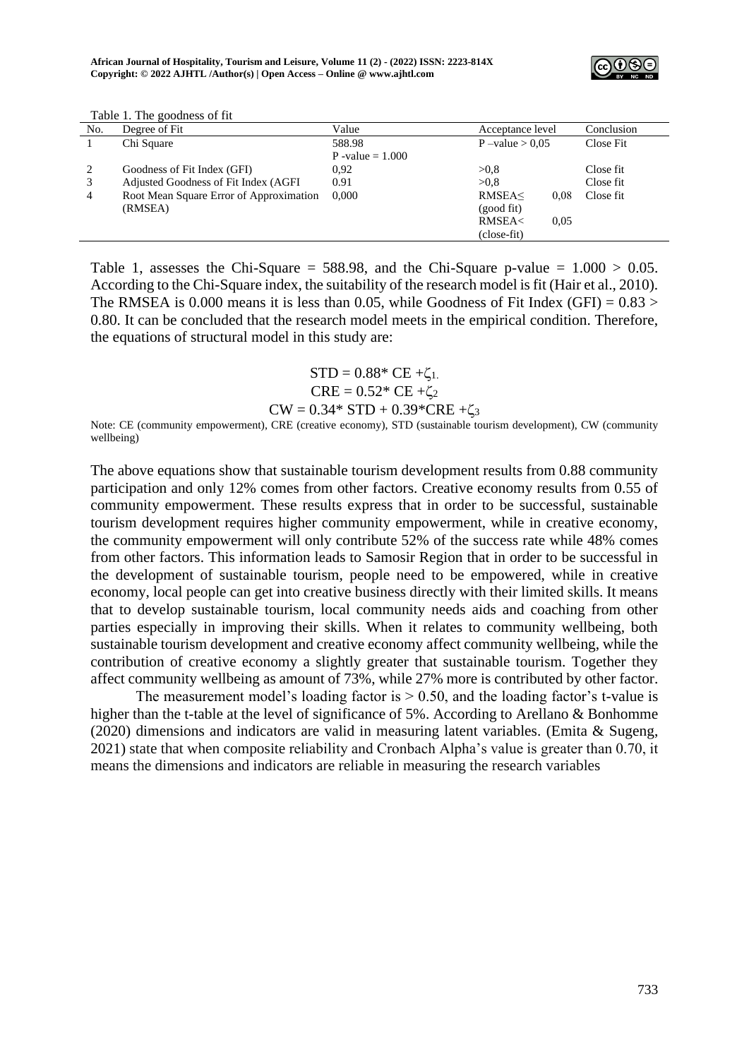Table 1. The goodness of fit

| No. | Degree of Fit | Value | Acceptance level | Conclusion |
|---|---|---|---|---|
| 1 | Chi Square | 588.98<br>P -value = 1.000 | P –value > 0,05 | Close Fit |
| 2 | Goodness of Fit Index (GFI) | 0,92 | >0,8 | Close fit |
| 3 | Adjusted Goodness of Fit Index (AGFI | 0.91 | >0,8 | Close fit |
| 4 | Root Mean Square Error of Approximation (RMSEA) | 0,000 | RMSEA≤ 0,08 (good fit)<br>RMSEA< 0,05 (close-fit) | Close fit |

Table 1, assesses the Chi-Square = 588.98, and the Chi-Square p-value = 1.000 > 0.05. According to the Chi-Square index, the suitability of the research model is fit (Hair et al., 2010). The RMSEA is 0.000 means it is less than 0.05, while Goodness of Fit Index (GFI) = 0.83 > 0.80. It can be concluded that the research model meets in the empirical condition. Therefore, the equations of structural model in this study are:

$$STD = 0.88^{*} CE + \zeta_1$$
$$CRE = 0.52^{*} CE + \zeta_2$$
$$CW = 0.34^{*} STD + 0.39^{*}CRE + \zeta_3$$

Note: CE (community empowerment), CRE (creative economy), STD (sustainable tourism development), CW (community wellbeing)

The above equations show that sustainable tourism development results from 0.88 community participation and only 12% comes from other factors. Creative economy results from 0.55 of community empowerment. These results express that in order to be successful, sustainable tourism development requires higher community empowerment, while in creative economy, the community empowerment will only contribute 52% of the success rate while 48% comes from other factors. This information leads to Samosir Region that in order to be successful in the development of sustainable tourism, people need to be empowered, while in creative economy, local people can get into creative business directly with their limited skills. It means that to develop sustainable tourism, local community needs aids and coaching from other parties especially in improving their skills. When it relates to community wellbeing, both sustainable tourism development and creative economy affect community wellbeing, while the contribution of creative economy a slightly greater that sustainable tourism. Together they affect community wellbeing as amount of 73%, while 27% more is contributed by other factor.

The measurement model's loading factor is > 0.50, and the loading factor's t-value is higher than the t-table at the level of significance of 5%. According to Arellano & Bonhomme (2020) dimensions and indicators are valid in measuring latent variables. (Emita & Sugeng, 2021) state that when composite reliability and Cronbach Alpha's value is greater than 0.70, it means the dimensions and indicators are reliable in measuring the research variables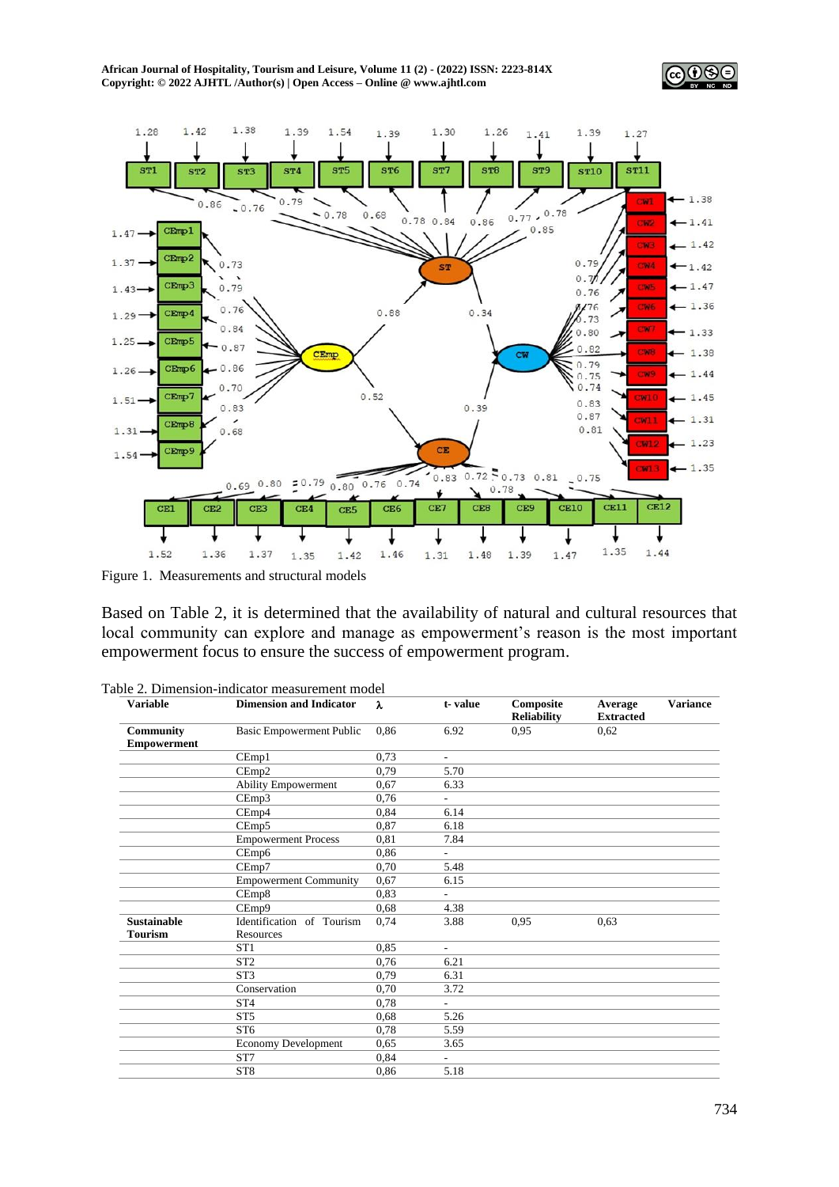Figure 1. Measurements and structural models

Based on Table 2, it is determined that the availability of natural and cultural resources that local community can explore and manage as empowerment's reason is the most important empowerment focus to ensure the success of empowerment program.

Table 2. Dimension-indicator measurement model

| Variable | Dimension and Indicator | λ | t- value | Composite Reliability | Average Extracted | Variance |
|---|---|---|---|---|---|---|
| **Community Empowerment** | Basic Empowerment Public | 0,86 | 6.92 | 0,95 | 0,62 | |
| | CEmp1 | 0,73 | - | | | |
| | CEmp2 | 0,79 | 5.70 | | | |
| | Ability Empowerment | 0,67 | 6.33 | | | |
| | CEmp3 | 0,76 | - | | | |
| | CEmp4 | 0,84 | 6.14 | | | |
| | CEmp5 | 0,87 | 6.18 | | | |
| | Empowerment Process | 0,81 | 7.84 | | | |
| | CEmp6 | 0,86 | - | | | |
| | CEmp7 | 0,70 | 5.48 | | | |
| | Empowerment Community | 0,67 | 6.15 | | | |
| | CEmp8 | 0,83 | - | | | |
| | CEmp9 | 0,68 | 4.38 | | | |
| **Sustainable Tourism** | Identification of Tourism Resources | 0,74 | 3.88 | 0,95 | 0,63 | |
| | ST1 | 0,85 | - | | | |
| | ST2 | 0,76 | 6.21 | | | |
| | ST3 | 0,79 | 6.31 | | | |
| | Conservation | 0,70 | 3.72 | | | |
| | ST4 | 0,78 | - | | | |
| | ST5 | 0,68 | 5.26 | | | |
| | ST6 | 0,78 | 5.59 | | | |
| | Economy Development | 0,65 | 3.65 | | | |
| | ST7 | 0,84 | - | | | |
| | ST8 | 0,86 | 5.18 | | | |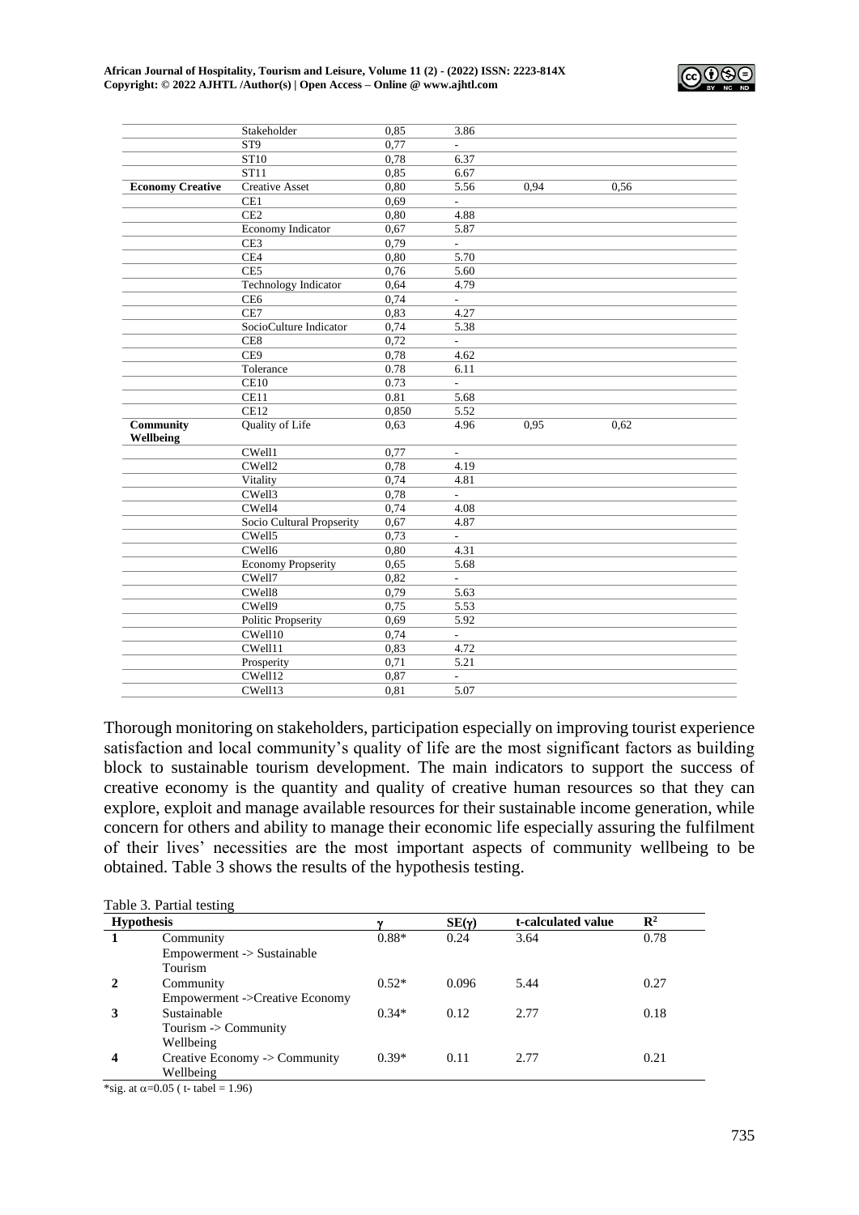|  | Stakeholder | 0,85 | 3.86 |  |  |
|---|---|---|---|---|---|
|  | ST9 | 0,77 | - |  |  |
|  | ST10 | 0,78 | 6.37 |  |  |
|  | ST11 | 0,85 | 6.67 |  |  |
| **Economy Creative** | Creative Asset | 0,80 | 5.56 | 0,94 | 0,56 |
|  | CE1 | 0,69 | - |  |  |
|  | CE2 | 0,80 | 4.88 |  |  |
|  | Economy Indicator | 0,67 | 5.87 |  |  |
|  | CE3 | 0,79 | - |  |  |
|  | CE4 | 0,80 | 5.70 |  |  |
|  | CE5 | 0,76 | 5.60 |  |  |
|  | Technology Indicator | 0,64 | 4.79 |  |  |
|  | CE6 | 0,74 | - |  |  |
|  | CE7 | 0,83 | 4.27 |  |  |
|  | SocioCulture Indicator | 0,74 | 5.38 |  |  |
|  | CE8 | 0,72 | - |  |  |
|  | CE9 | 0,78 | 4.62 |  |  |
|  | Tolerance | 0.78 | 6.11 |  |  |
|  | CE10 | 0.73 | - |  |  |
|  | CE11 | 0.81 | 5.68 |  |  |
|  | CE12 | 0,850 | 5.52 |  |  |
| **Community Wellbeing** | Quality of Life | 0,63 | 4.96 | 0,95 | 0,62 |
|  | CWell1 | 0,77 | - |  |  |
|  | CWell2 | 0,78 | 4.19 |  |  |
|  | Vitality | 0,74 | 4.81 |  |  |
|  | CWell3 | 0,78 | - |  |  |
|  | CWell4 | 0,74 | 4.08 |  |  |
|  | Socio Cultural Propserity | 0,67 | 4.87 |  |  |
|  | CWell5 | 0,73 | - |  |  |
|  | CWell6 | 0,80 | 4.31 |  |  |
|  | Economy Propserity | 0,65 | 5.68 |  |  |
|  | CWell7 | 0,82 | - |  |  |
|  | CWell8 | 0,79 | 5.63 |  |  |
|  | CWell9 | 0,75 | 5.53 |  |  |
|  | Politic Propserity | 0,69 | 5.92 |  |  |
|  | CWell10 | 0,74 | - |  |  |
|  | CWell11 | 0,83 | 4.72 |  |  |
|  | Prosperity | 0,71 | 5.21 |  |  |
|  | CWell12 | 0,87 | - |  |  |
|  | CWell13 | 0,81 | 5.07 |  |  |

Thorough monitoring on stakeholders, participation especially on improving tourist experience satisfaction and local community's quality of life are the most significant factors as building block to sustainable tourism development. The main indicators to support the success of creative economy is the quantity and quality of creative human resources so that they can explore, exploit and manage available resources for their sustainable income generation, while concern for others and ability to manage their economic life especially assuring the fulfilment of their lives' necessities are the most important aspects of community wellbeing to be obtained. Table 3 shows the results of the hypothesis testing.

Table 3. Partial testing

| Hypothesis |  | $\gamma$ | SE($\gamma$) | t-calculated value | $R^2$ |
|---|---|---|---|---|---|
| 1 | Community Empowerment -> Sustainable Tourism | 0.88* | 0.24 | 3.64 | 0.78 |
| 2 | Community Empowerment ->Creative Economy | 0.52* | 0.096 | 5.44 | 0.27 |
| 3 | Sustainable Tourism -> Community Wellbeing | 0.34* | 0.12 | 2.77 | 0.18 |
| 4 | Creative Economy -> Community Wellbeing | 0.39* | 0.11 | 2.77 | 0.21 |

*sig. at $\alpha$=0.05 ( t- tabel = 1.96)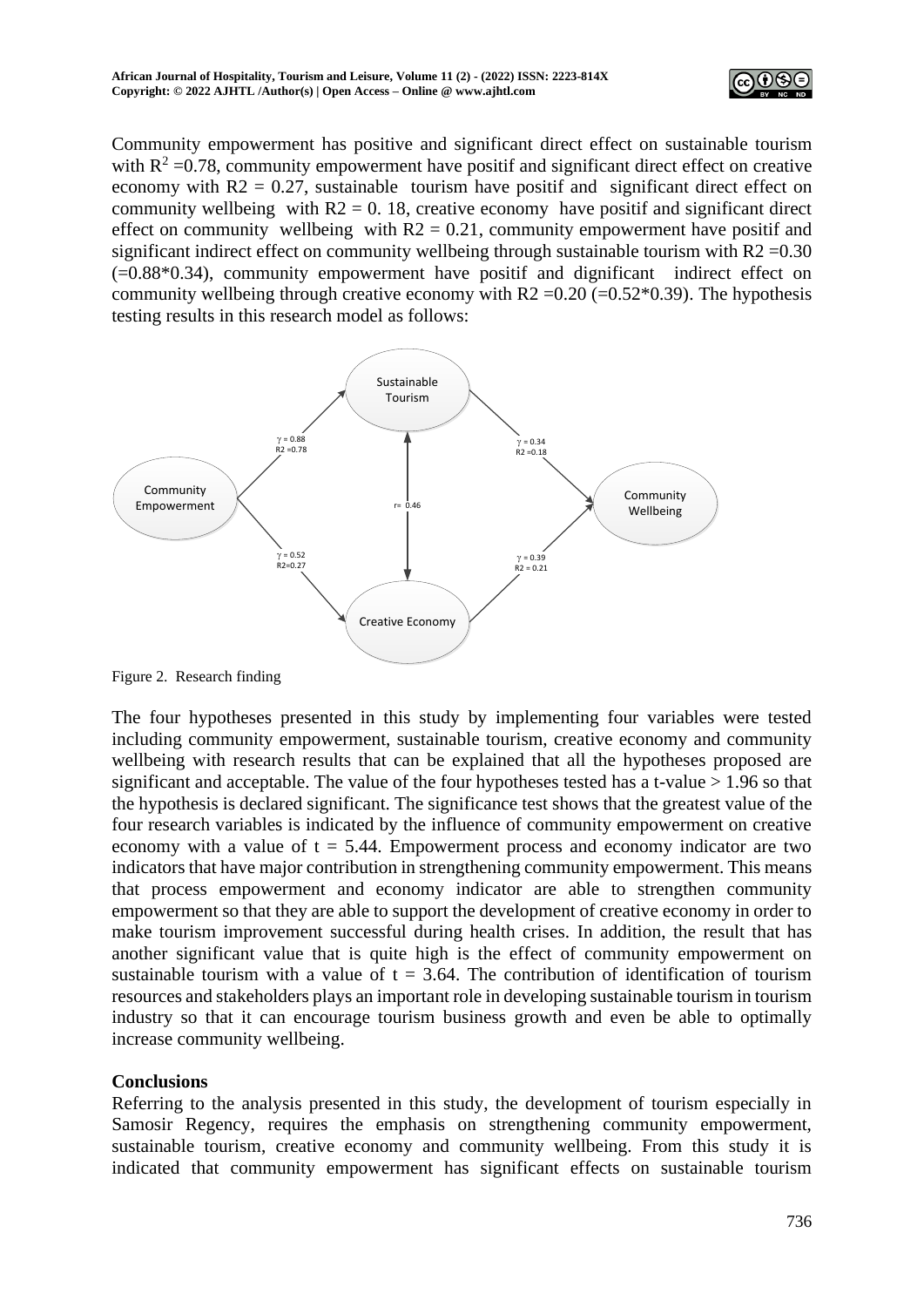Community empowerment has positive and significant direct effect on sustainable tourism with $R^2$ =0.78, community empowerment have positif and significant direct effect on creative economy with $R2 = 0.27$, sustainable tourism have positif and significant direct effect on community wellbeing with $R2 = 0.18$, creative economy have positif and significant direct effect on community wellbeing with $R2 = 0.21$, community empowerment have positif and significant indirect effect on community wellbeing through sustainable tourism with $R2 = 0.30$ ($=0.88*0.34$), community empowerment have positif and significant indirect effect on community wellbeing through creative economy with $R2 = 0.20$ ($=0.52*0.39$). The hypothesis testing results in this research model as follows:

Figure 2. Research finding

The four hypotheses presented in this study by implementing four variables were tested including community empowerment, sustainable tourism, creative economy and community wellbeing with research results that can be explained that all the hypotheses proposed are significant and acceptable. The value of the four hypotheses tested has a t-value > 1.96 so that the hypothesis is declared significant. The significance test shows that the greatest value of the four research variables is indicated by the influence of community empowerment on creative economy with a value of $t = 5.44$. Empowerment process and economy indicator are two indicators that have major contribution in strengthening community empowerment. This means that process empowerment and economy indicator are able to strengthen community empowerment so that they are able to support the development of creative economy in order to make tourism improvement successful during health crises. In addition, the result that has another significant value that is quite high is the effect of community empowerment on sustainable tourism with a value of $t = 3.64$. The contribution of identification of tourism resources and stakeholders plays an important role in developing sustainable tourism in tourism industry so that it can encourage tourism business growth and even be able to optimally increase community wellbeing.

## Conclusions

Referring to the analysis presented in this study, the development of tourism especially in Samosir Regency, requires the emphasis on strengthening community empowerment, sustainable tourism, creative economy and community wellbeing. From this study it is indicated that community empowerment has significant effects on sustainable tourism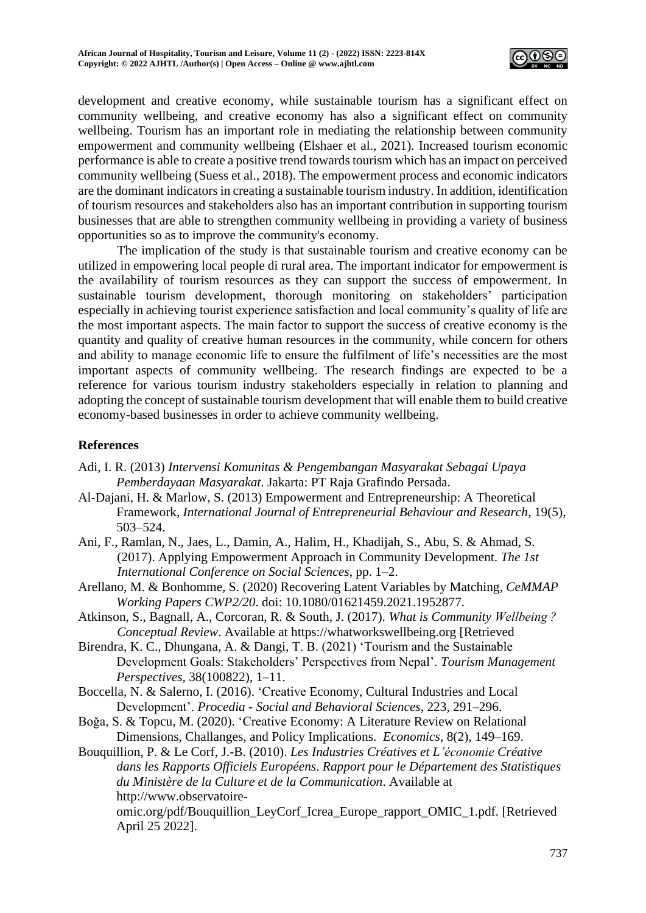development and creative economy, while sustainable tourism has a significant effect on community wellbeing, and creative economy has also a significant effect on community wellbeing. Tourism has an important role in mediating the relationship between community empowerment and community wellbeing (Elshaer et al., 2021). Increased tourism economic performance is able to create a positive trend towards tourism which has an impact on perceived community wellbeing (Suess et al., 2018). The empowerment process and economic indicators are the dominant indicators in creating a sustainable tourism industry. In addition, identification of tourism resources and stakeholders also has an important contribution in supporting tourism businesses that are able to strengthen community wellbeing in providing a variety of business opportunities so as to improve the community's economy.

The implication of the study is that sustainable tourism and creative economy can be utilized in empowering local people di rural area. The important indicator for empowerment is the availability of tourism resources as they can support the success of empowerment. In sustainable tourism development, thorough monitoring on stakeholders' participation especially in achieving tourist experience satisfaction and local community's quality of life are the most important aspects. The main factor to support the success of creative economy is the quantity and quality of creative human resources in the community, while concern for others and ability to manage economic life to ensure the fulfilment of life's necessities are the most important aspects of community wellbeing. The research findings are expected to be a reference for various tourism industry stakeholders especially in relation to planning and adopting the concept of sustainable tourism development that will enable them to build creative economy-based businesses in order to achieve community wellbeing.

## References

Adi, I. R. (2013) *Intervensi Komunitas & Pengembangan Masyarakat Sebagai Upaya Pemberdayaan Masyarakat*. Jakarta: PT Raja Grafindo Persada.

Al-Dajani, H. & Marlow, S. (2013) Empowerment and Entrepreneurship: A Theoretical Framework, *International Journal of Entrepreneurial Behaviour and Research*, 19(5), 503–524.

Ani, F., Ramlan, N., Jaes, L., Damin, A., Halim, H., Khadijah, S., Abu, S. & Ahmad, S. (2017). Applying Empowerment Approach in Community Development. *The 1st International Conference on Social Sciences*, pp. 1–2.

Arellano, M. & Bonhomme, S. (2020) Recovering Latent Variables by Matching, *CeMMAP Working Papers CWP2/20*. doi: 10.1080/01621459.2021.1952877.

Atkinson, S., Bagnall, A., Corcoran, R. & South, J. (2017). *What is Community Wellbeing ? Conceptual Review*. Available at https://whatworkswellbeing.org [Retrieved

Birendra, K. C., Dhungana, A. & Dangi, T. B. (2021) 'Tourism and the Sustainable Development Goals: Stakeholders' Perspectives from Nepal'. *Tourism Management Perspectives*, 38(100822), 1–11.

Boccella, N. & Salerno, I. (2016). 'Creative Economy, Cultural Industries and Local Development'. *Procedia - Social and Behavioral Sciences*, 223, 291–296.

Boğa, S. & Topcu, M. (2020). 'Creative Economy: A Literature Review on Relational Dimensions, Challanges, and Policy Implications. *Economics*, 8(2), 149–169.

Bouquillion, P. & Le Corf, J.-B. (2010). *Les Industries Créatives et L'économie Créative dans les Rapports Officiels Européens*. *Rapport pour le Département des Statistiques du Ministère de la Culture et de la Communication*. Available at http://www.observatoire-omic.org/pdf/Bouquillion_LeyCorf_Icrea_Europe_rapport_OMIC_1.pdf. [Retrieved April 25 2022].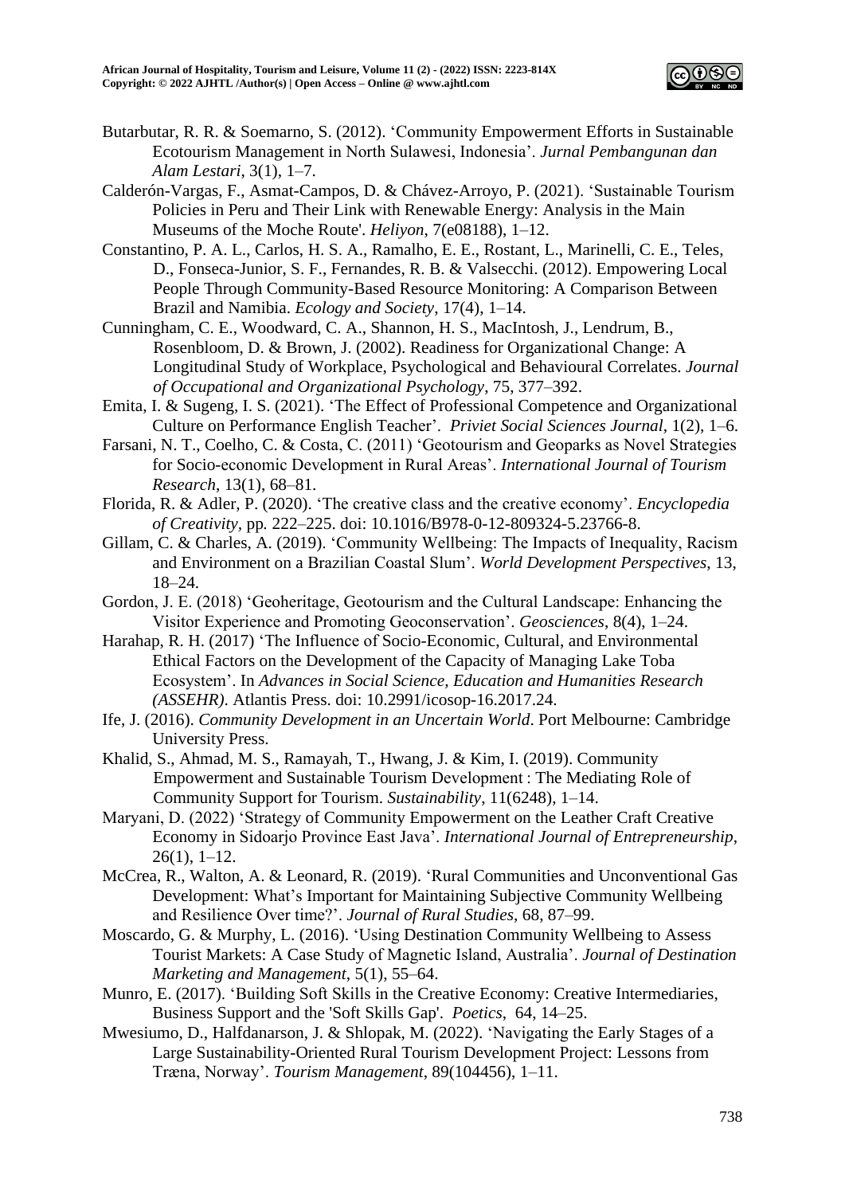Butarbutar, R. R. & Soemarno, S. (2012). 'Community Empowerment Efforts in Sustainable Ecotourism Management in North Sulawesi, Indonesia'. *Jurnal Pembangunan dan Alam Lestari*, 3(1), 1–7.

Calderón-Vargas, F., Asmat-Campos, D. & Chávez-Arroyo, P. (2021). 'Sustainable Tourism Policies in Peru and Their Link with Renewable Energy: Analysis in the Main Museums of the Moche Route'. *Heliyon*, 7(e08188), 1–12.

Constantino, P. A. L., Carlos, H. S. A., Ramalho, E. E., Rostant, L., Marinelli, C. E., Teles, D., Fonseca-Junior, S. F., Fernandes, R. B. & Valsecchi. (2012). Empowering Local People Through Community-Based Resource Monitoring: A Comparison Between Brazil and Namibia. *Ecology and Society*, 17(4), 1–14.

Cunningham, C. E., Woodward, C. A., Shannon, H. S., MacIntosh, J., Lendrum, B., Rosenbloom, D. & Brown, J. (2002). Readiness for Organizational Change: A Longitudinal Study of Workplace, Psychological and Behavioural Correlates. *Journal of Occupational and Organizational Psychology*, 75, 377–392.

Emita, I. & Sugeng, I. S. (2021). 'The Effect of Professional Competence and Organizational Culture on Performance English Teacher'. *Priviet Social Sciences Journal*, 1(2), 1–6.

Farsani, N. T., Coelho, C. & Costa, C. (2011) 'Geotourism and Geoparks as Novel Strategies for Socio-economic Development in Rural Areas'. *International Journal of Tourism Research*, 13(1), 68–81.

Florida, R. & Adler, P. (2020). 'The creative class and the creative economy'. *Encyclopedia of Creativity*, pp. 222–225. doi: 10.1016/B978-0-12-809324-5.23766-8.

Gillam, C. & Charles, A. (2019). 'Community Wellbeing: The Impacts of Inequality, Racism and Environment on a Brazilian Coastal Slum'. *World Development Perspectives*, 13, 18–24.

Gordon, J. E. (2018) 'Geoheritage, Geotourism and the Cultural Landscape: Enhancing the Visitor Experience and Promoting Geoconservation'. *Geosciences*, 8(4), 1–24.

Harahap, R. H. (2017) 'The Influence of Socio-Economic, Cultural, and Environmental Ethical Factors on the Development of the Capacity of Managing Lake Toba Ecosystem'. In *Advances in Social Science, Education and Humanities Research (ASSEHR)*. Atlantis Press. doi: 10.2991/icosop-16.2017.24.

Ife, J. (2016). *Community Development in an Uncertain World*. Port Melbourne: Cambridge University Press.

Khalid, S., Ahmad, M. S., Ramayah, T., Hwang, J. & Kim, I. (2019). Community Empowerment and Sustainable Tourism Development : The Mediating Role of Community Support for Tourism. *Sustainability*, 11(6248), 1–14.

Maryani, D. (2022) 'Strategy of Community Empowerment on the Leather Craft Creative Economy in Sidoarjo Province East Java'. *International Journal of Entrepreneurship*, 26(1), 1–12.

McCrea, R., Walton, A. & Leonard, R. (2019). 'Rural Communities and Unconventional Gas Development: What's Important for Maintaining Subjective Community Wellbeing and Resilience Over time?'. *Journal of Rural Studies*, 68, 87–99.

Moscardo, G. & Murphy, L. (2016). 'Using Destination Community Wellbeing to Assess Tourist Markets: A Case Study of Magnetic Island, Australia'. *Journal of Destination Marketing and Management*, 5(1), 55–64.

Munro, E. (2017). 'Building Soft Skills in the Creative Economy: Creative Intermediaries, Business Support and the 'Soft Skills Gap'. *Poetics*, 64, 14–25.

Mwesiumo, D., Halfdanarson, J. & Shlopak, M. (2022). 'Navigating the Early Stages of a Large Sustainability-Oriented Rural Tourism Development Project: Lessons from Træna, Norway'. *Tourism Management*, 89(104456), 1–11.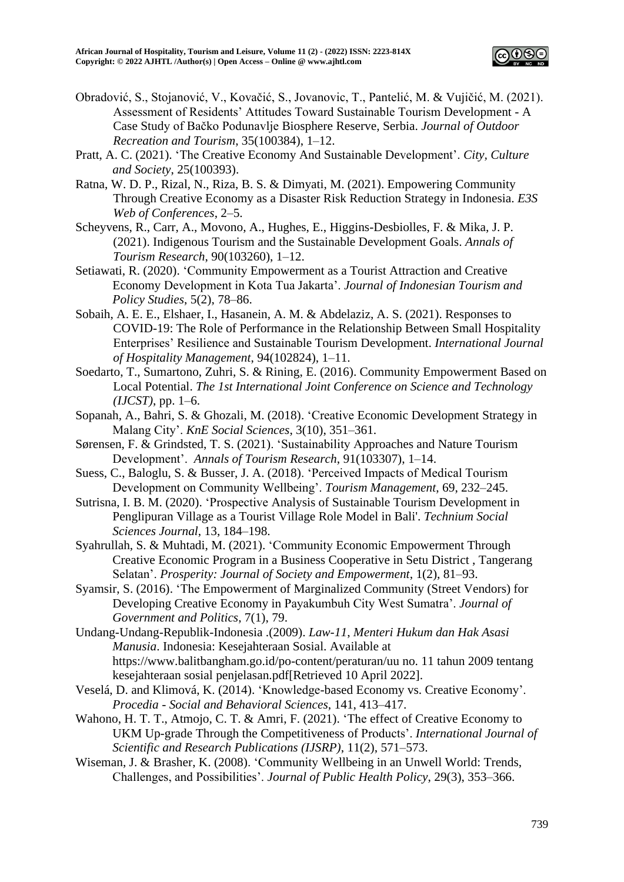Obradović, S., Stojanović, V., Kovačić, S., Jovanovic, T., Pantelić, M. & Vujičić, M. (2021). Assessment of Residents' Attitudes Toward Sustainable Tourism Development - A Case Study of Bačko Podunavlje Biosphere Reserve, Serbia. *Journal of Outdoor Recreation and Tourism*, 35(100384), 1–12.

Pratt, A. C. (2021). 'The Creative Economy And Sustainable Development'. *City, Culture and Society*, 25(100393).

Ratna, W. D. P., Rizal, N., Riza, B. S. & Dimyati, M. (2021). Empowering Community Through Creative Economy as a Disaster Risk Reduction Strategy in Indonesia. *E3S Web of Conferences*, 2–5.

Scheyvens, R., Carr, A., Movono, A., Hughes, E., Higgins-Desbiolles, F. & Mika, J. P. (2021). Indigenous Tourism and the Sustainable Development Goals. *Annals of Tourism Research*, 90(103260), 1–12.

Setiawati, R. (2020). 'Community Empowerment as a Tourist Attraction and Creative Economy Development in Kota Tua Jakarta'. *Journal of Indonesian Tourism and Policy Studies*, 5(2), 78–86.

Sobaih, A. E. E., Elshaer, I., Hasanein, A. M. & Abdelaziz, A. S. (2021). Responses to COVID-19: The Role of Performance in the Relationship Between Small Hospitality Enterprises' Resilience and Sustainable Tourism Development. *International Journal of Hospitality Management*, 94(102824), 1–11.

Soedarto, T., Sumartono, Zuhri, S. & Rining, E. (2016). Community Empowerment Based on Local Potential. *The 1st International Joint Conference on Science and Technology (IJCST)*, pp. 1–6.

Sopanah, A., Bahri, S. & Ghozali, M. (2018). 'Creative Economic Development Strategy in Malang City'. *KnE Social Sciences*, 3(10), 351–361.

Sørensen, F. & Grindsted, T. S. (2021). 'Sustainability Approaches and Nature Tourism Development'. *Annals of Tourism Research*, 91(103307), 1–14.

Suess, C., Baloglu, S. & Busser, J. A. (2018). 'Perceived Impacts of Medical Tourism Development on Community Wellbeing'. *Tourism Management*, 69, 232–245.

Sutrisna, I. B. M. (2020). 'Prospective Analysis of Sustainable Tourism Development in Penglipuran Village as a Tourist Village Role Model in Bali'. *Technium Social Sciences Journal*, 13, 184–198.

Syahrullah, S. & Muhtadi, M. (2021). 'Community Economic Empowerment Through Creative Economic Program in a Business Cooperative in Setu District , Tangerang Selatan'. *Prosperity: Journal of Society and Empowerment*, 1(2), 81–93.

Syamsir, S. (2016). 'The Empowerment of Marginalized Community (Street Vendors) for Developing Creative Economy in Payakumbuh City West Sumatra'. *Journal of Government and Politics*, 7(1), 79.

Undang-Undang-Republik-Indonesia .(2009). *Law-11*, *Menteri Hukum dan Hak Asasi Manusia*. Indonesia: Kesejahteraan Sosial. Available at https://www.balitbangham.go.id/po-content/peraturan/uu no. 11 tahun 2009 tentang kesejahteraan sosial penjelasan.pdf[Retrieved 10 April 2022].

Veselá, D. and Klimová, K. (2014). 'Knowledge-based Economy vs. Creative Economy'. *Procedia - Social and Behavioral Sciences*, 141, 413–417.

Wahono, H. T. T., Atmojo, C. T. & Amri, F. (2021). 'The effect of Creative Economy to UKM Up-grade Through the Competitiveness of Products'. *International Journal of Scientific and Research Publications (IJSRP)*, 11(2), 571–573.

Wiseman, J. & Brasher, K. (2008). 'Community Wellbeing in an Unwell World: Trends, Challenges, and Possibilities'. *Journal of Public Health Policy*, 29(3), 353–366.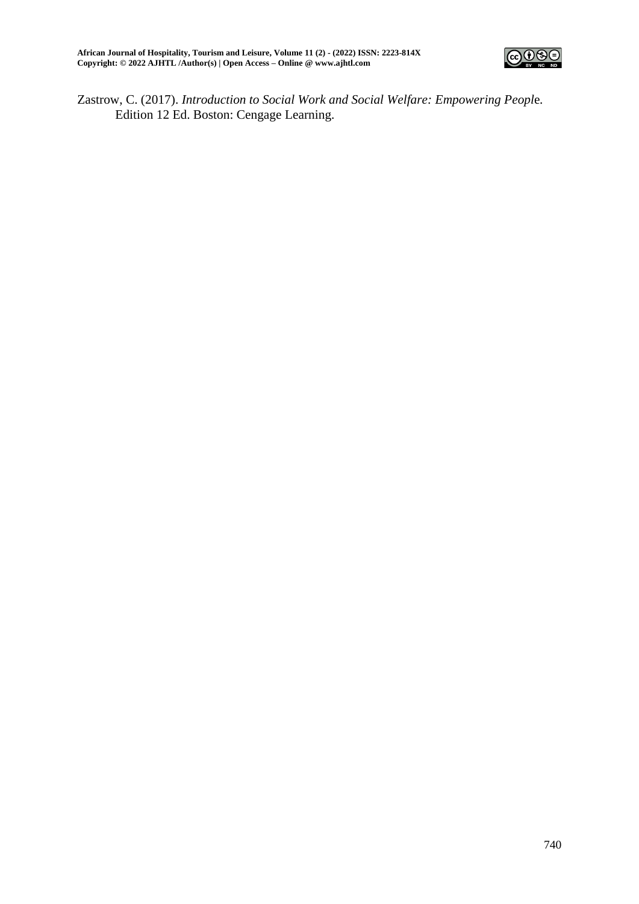Zastrow, C. (2017). *Introduction to Social Work and Social Welfare: Empowering People.* Edition 12 Ed. Boston: Cengage Learning.